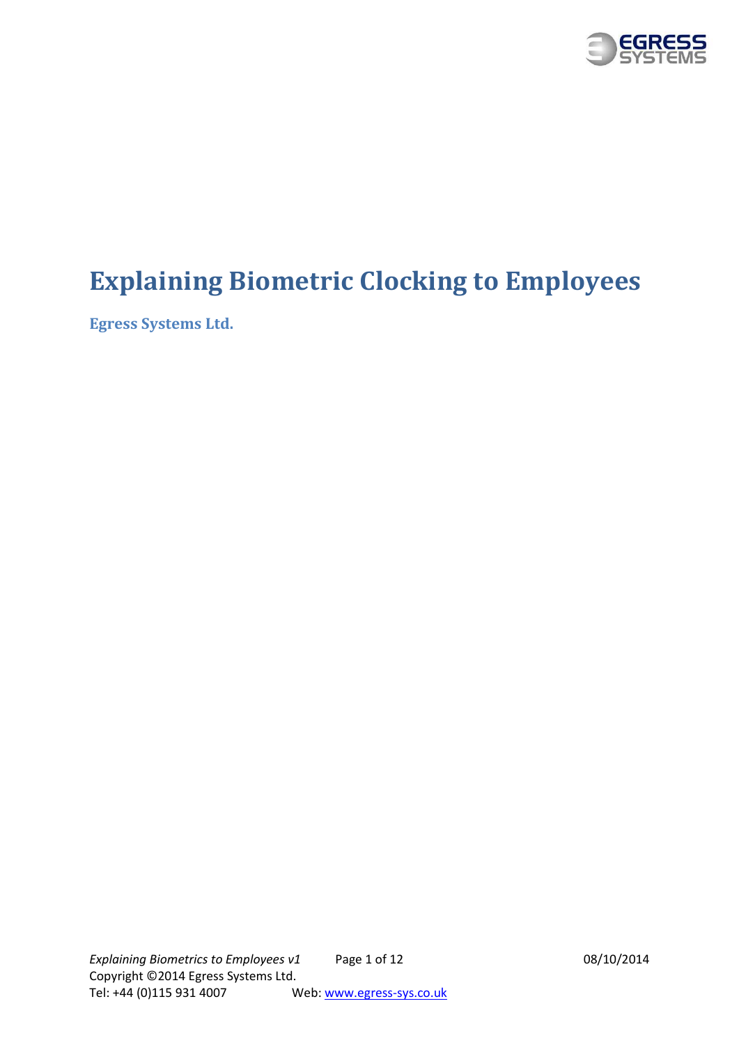# Explaining Biometric Clocking to Employees

**Egress Systems Ltd.**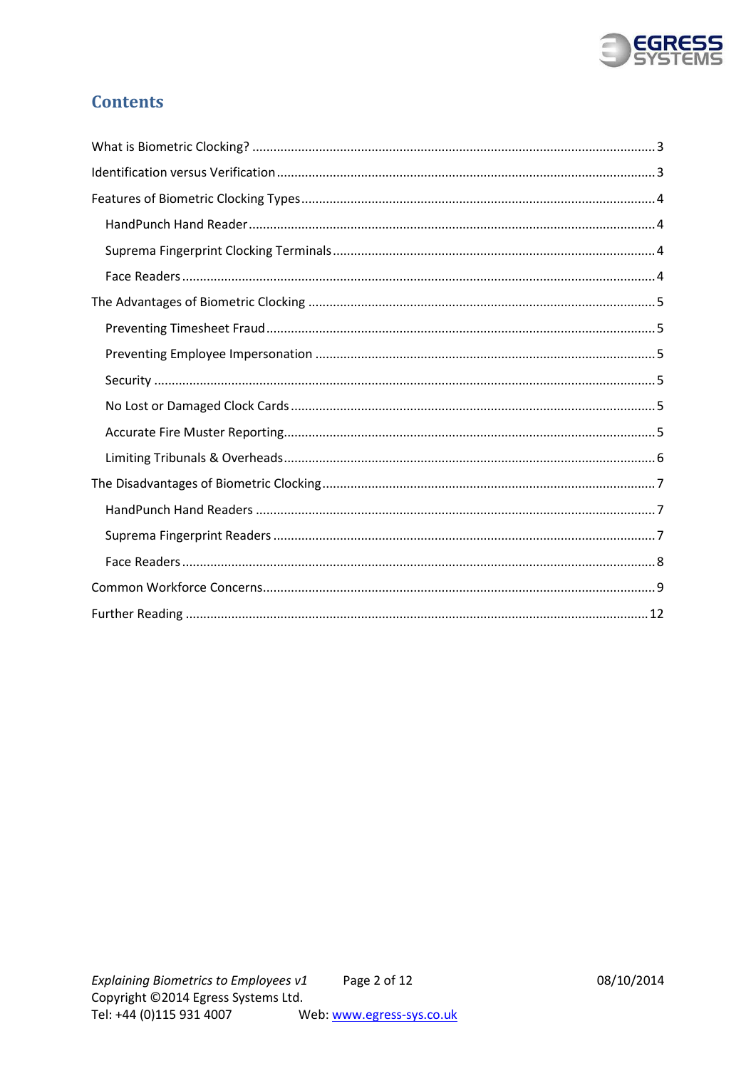# Contents

- What is Biometric Clocking? ........ 3
- Identification versus Verification ........ 3
- Features of Biometric Clocking Types ........ 4
    - HandPunch Hand Reader ........ 4
    - Suprema Fingerprint Clocking Terminals ........ 4
    - Face Readers ........ 4
- The Advantages of Biometric Clocking ........ 5
    - Preventing Timesheet Fraud ........ 5
    - Preventing Employee Impersonation ........ 5
    - Security ........ 5
    - No Lost or Damaged Clock Cards ........ 5
    - Accurate Fire Muster Reporting ........ 5
    - Limiting Tribunals & Overheads ........ 6
- The Disadvantages of Biometric Clocking ........ 7
    - HandPunch Hand Readers ........ 7
    - Suprema Fingerprint Readers ........ 7
    - Face Readers ........ 8
- Common Workforce Concerns ........ 9
- Further Reading ........ 12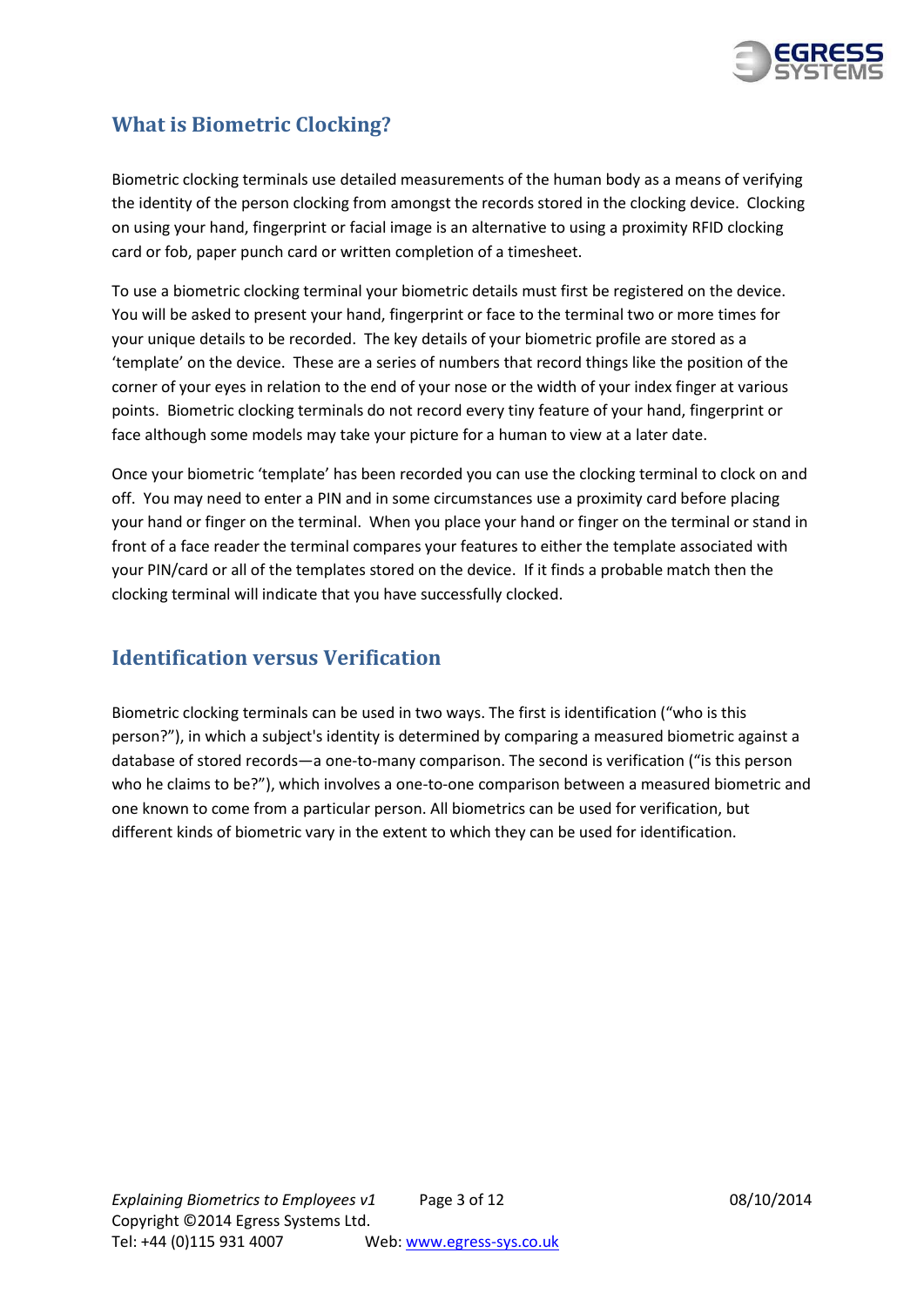## What is Biometric Clocking?

Biometric clocking terminals use detailed measurements of the human body as a means of verifying the identity of the person clocking from amongst the records stored in the clocking device. Clocking on using your hand, fingerprint or facial image is an alternative to using a proximity RFID clocking card or fob, paper punch card or written completion of a timesheet.

To use a biometric clocking terminal your biometric details must first be registered on the device. You will be asked to present your hand, fingerprint or face to the terminal two or more times for your unique details to be recorded. The key details of your biometric profile are stored as a 'template' on the device. These are a series of numbers that record things like the position of the corner of your eyes in relation to the end of your nose or the width of your index finger at various points. Biometric clocking terminals do not record every tiny feature of your hand, fingerprint or face although some models may take your picture for a human to view at a later date.

Once your biometric 'template' has been recorded you can use the clocking terminal to clock on and off. You may need to enter a PIN and in some circumstances use a proximity card before placing your hand or finger on the terminal. When you place your hand or finger on the terminal or stand in front of a face reader the terminal compares your features to either the template associated with your PIN/card or all of the templates stored on the device. If it finds a probable match then the clocking terminal will indicate that you have successfully clocked.

## Identification versus Verification

Biometric clocking terminals can be used in two ways. The first is identification ("who is this person?"), in which a subject's identity is determined by comparing a measured biometric against a database of stored records—a one-to-many comparison. The second is verification ("is this person who he claims to be?"), which involves a one-to-one comparison between a measured biometric and one known to come from a particular person. All biometrics can be used for verification, but different kinds of biometric vary in the extent to which they can be used for identification.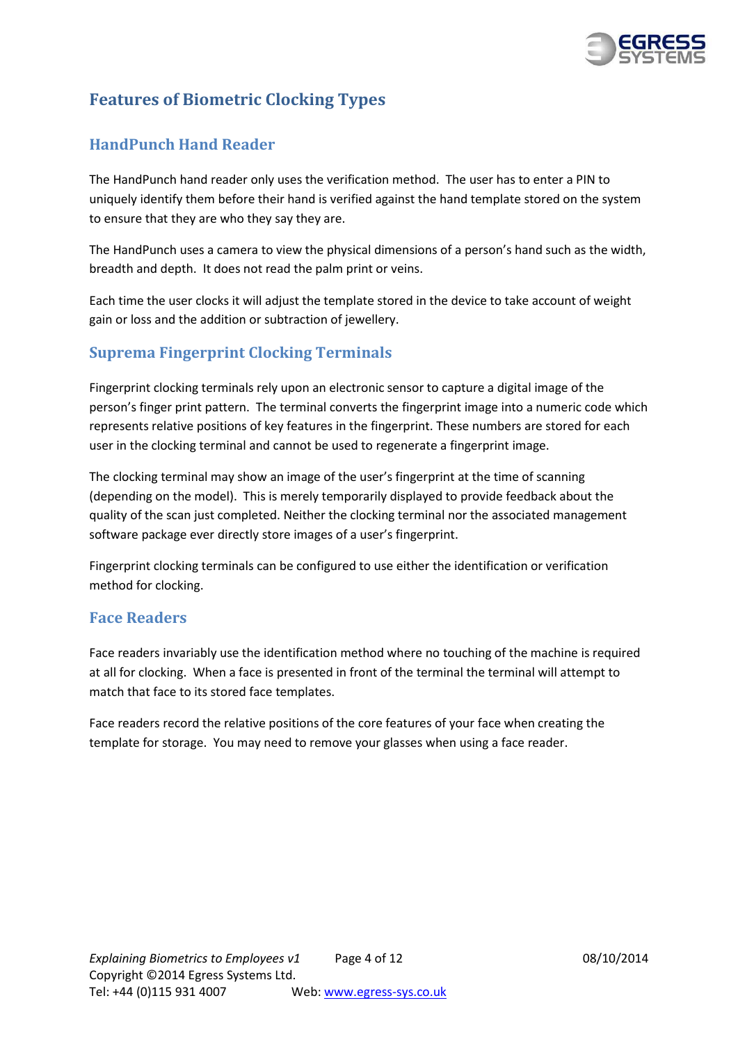## Features of Biometric Clocking Types

### HandPunch Hand Reader

The HandPunch hand reader only uses the verification method. The user has to enter a PIN to uniquely identify them before their hand is verified against the hand template stored on the system to ensure that they are who they say they are.

The HandPunch uses a camera to view the physical dimensions of a person's hand such as the width, breadth and depth. It does not read the palm print or veins.

Each time the user clocks it will adjust the template stored in the device to take account of weight gain or loss and the addition or subtraction of jewellery.

### Suprema Fingerprint Clocking Terminals

Fingerprint clocking terminals rely upon an electronic sensor to capture a digital image of the person's finger print pattern. The terminal converts the fingerprint image into a numeric code which represents relative positions of key features in the fingerprint. These numbers are stored for each user in the clocking terminal and cannot be used to regenerate a fingerprint image.

The clocking terminal may show an image of the user's fingerprint at the time of scanning (depending on the model). This is merely temporarily displayed to provide feedback about the quality of the scan just completed. Neither the clocking terminal nor the associated management software package ever directly store images of a user's fingerprint.

Fingerprint clocking terminals can be configured to use either the identification or verification method for clocking.

### Face Readers

Face readers invariably use the identification method where no touching of the machine is required at all for clocking. When a face is presented in front of the terminal the terminal will attempt to match that face to its stored face templates.

Face readers record the relative positions of the core features of your face when creating the template for storage. You may need to remove your glasses when using a face reader.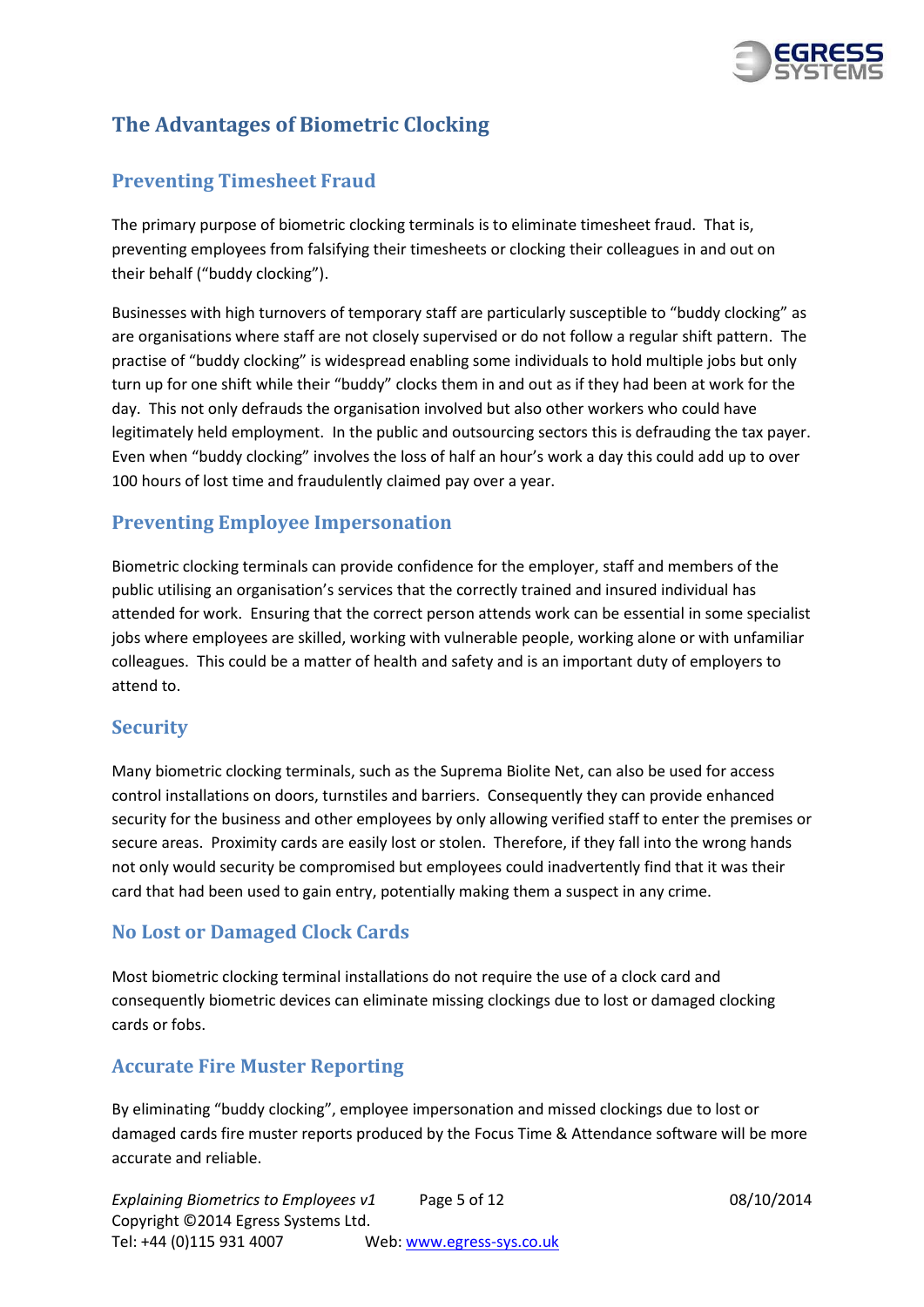## The Advantages of Biometric Clocking

### Preventing Timesheet Fraud

The primary purpose of biometric clocking terminals is to eliminate timesheet fraud. That is, preventing employees from falsifying their timesheets or clocking their colleagues in and out on their behalf ("buddy clocking").

Businesses with high turnovers of temporary staff are particularly susceptible to "buddy clocking" as are organisations where staff are not closely supervised or do not follow a regular shift pattern. The practise of "buddy clocking" is widespread enabling some individuals to hold multiple jobs but only turn up for one shift while their "buddy" clocks them in and out as if they had been at work for the day. This not only defrauds the organisation involved but also other workers who could have legitimately held employment. In the public and outsourcing sectors this is defrauding the tax payer. Even when "buddy clocking" involves the loss of half an hour's work a day this could add up to over 100 hours of lost time and fraudulently claimed pay over a year.

### Preventing Employee Impersonation

Biometric clocking terminals can provide confidence for the employer, staff and members of the public utilising an organisation's services that the correctly trained and insured individual has attended for work. Ensuring that the correct person attends work can be essential in some specialist jobs where employees are skilled, working with vulnerable people, working alone or with unfamiliar colleagues. This could be a matter of health and safety and is an important duty of employers to attend to.

### Security

Many biometric clocking terminals, such as the Suprema Biolite Net, can also be used for access control installations on doors, turnstiles and barriers. Consequently they can provide enhanced security for the business and other employees by only allowing verified staff to enter the premises or secure areas. Proximity cards are easily lost or stolen. Therefore, if they fall into the wrong hands not only would security be compromised but employees could inadvertently find that it was their card that had been used to gain entry, potentially making them a suspect in any crime.

### No Lost or Damaged Clock Cards

Most biometric clocking terminal installations do not require the use of a clock card and consequently biometric devices can eliminate missing clockings due to lost or damaged clocking cards or fobs.

### Accurate Fire Muster Reporting

By eliminating "buddy clocking", employee impersonation and missed clockings due to lost or damaged cards fire muster reports produced by the Focus Time & Attendance software will be more accurate and reliable.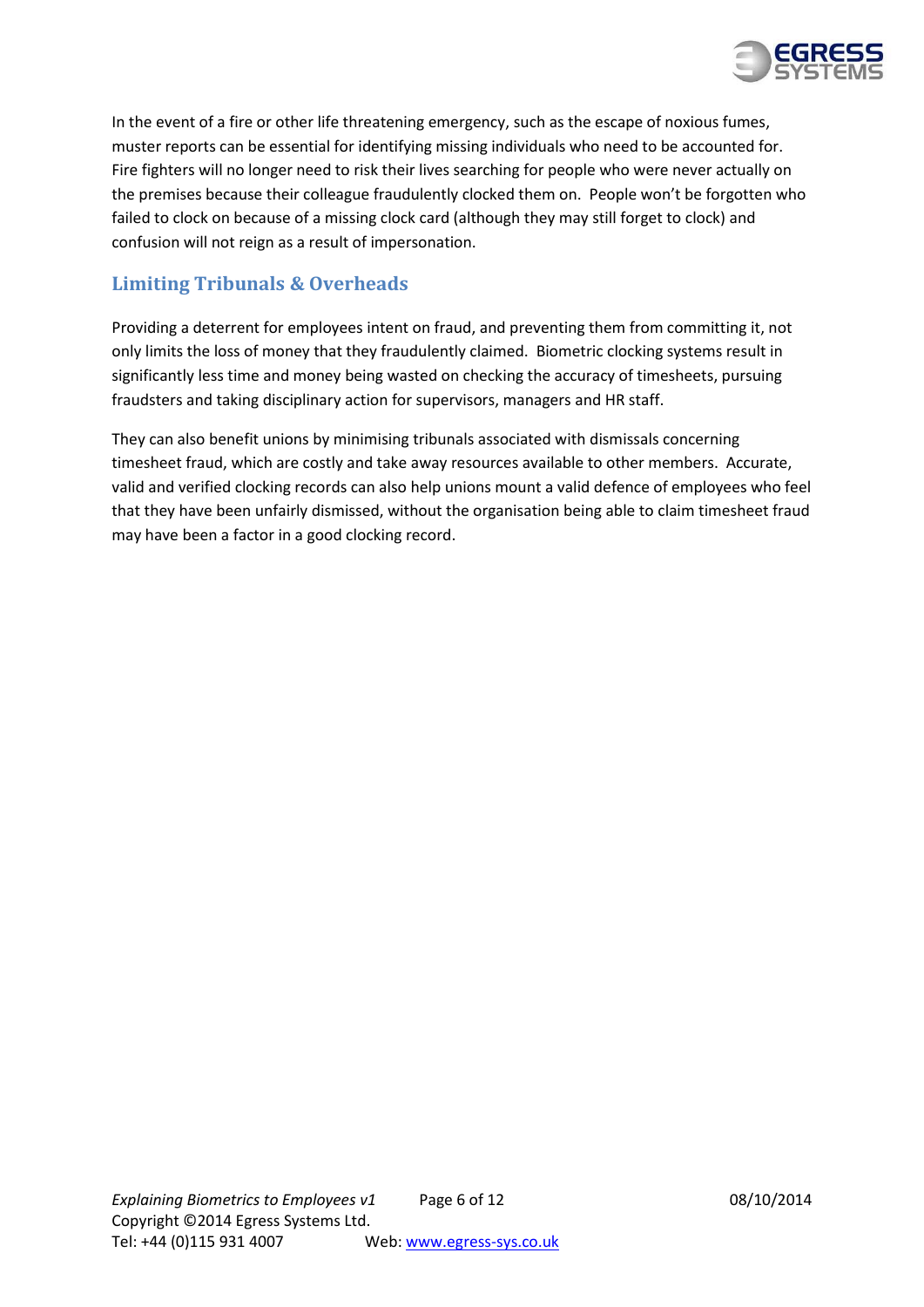In the event of a fire or other life threatening emergency, such as the escape of noxious fumes, muster reports can be essential for identifying missing individuals who need to be accounted for. Fire fighters will no longer need to risk their lives searching for people who were never actually on the premises because their colleague fraudulently clocked them on. People won't be forgotten who failed to clock on because of a missing clock card (although they may still forget to clock) and confusion will not reign as a result of impersonation.

## Limiting Tribunals & Overheads

Providing a deterrent for employees intent on fraud, and preventing them from committing it, not only limits the loss of money that they fraudulently claimed. Biometric clocking systems result in significantly less time and money being wasted on checking the accuracy of timesheets, pursuing fraudsters and taking disciplinary action for supervisors, managers and HR staff.

They can also benefit unions by minimising tribunals associated with dismissals concerning timesheet fraud, which are costly and take away resources available to other members. Accurate, valid and verified clocking records can also help unions mount a valid defence of employees who feel that they have been unfairly dismissed, without the organisation being able to claim timesheet fraud may have been a factor in a good clocking record.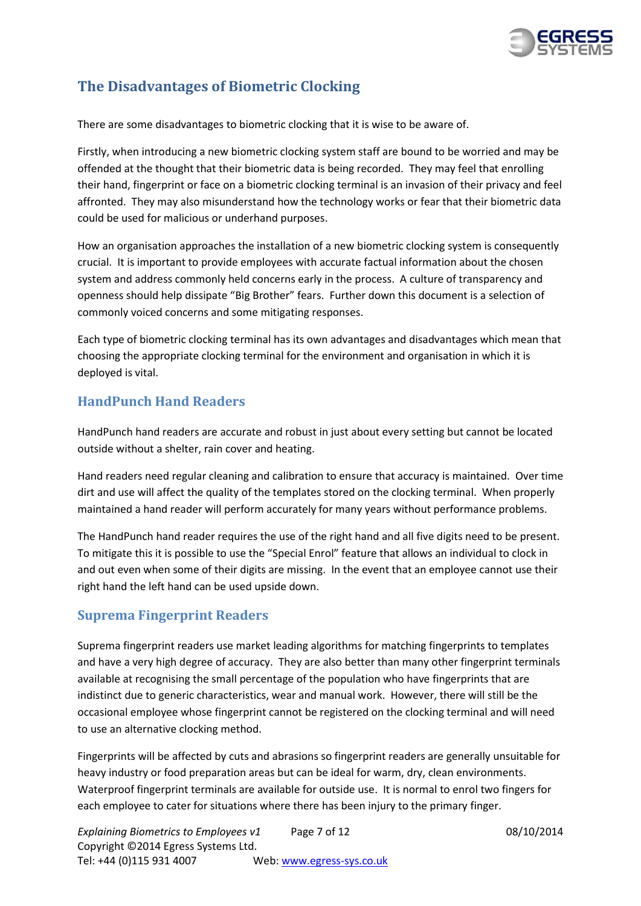## The Disadvantages of Biometric Clocking

There are some disadvantages to biometric clocking that it is wise to be aware of.

Firstly, when introducing a new biometric clocking system staff are bound to be worried and may be offended at the thought that their biometric data is being recorded. They may feel that enrolling their hand, fingerprint or face on a biometric clocking terminal is an invasion of their privacy and feel affronted. They may also misunderstand how the technology works or fear that their biometric data could be used for malicious or underhand purposes.

How an organisation approaches the installation of a new biometric clocking system is consequently crucial. It is important to provide employees with accurate factual information about the chosen system and address commonly held concerns early in the process. A culture of transparency and openness should help dissipate "Big Brother" fears. Further down this document is a selection of commonly voiced concerns and some mitigating responses.

Each type of biometric clocking terminal has its own advantages and disadvantages which mean that choosing the appropriate clocking terminal for the environment and organisation in which it is deployed is vital.

### HandPunch Hand Readers

HandPunch hand readers are accurate and robust in just about every setting but cannot be located outside without a shelter, rain cover and heating.

Hand readers need regular cleaning and calibration to ensure that accuracy is maintained. Over time dirt and use will affect the quality of the templates stored on the clocking terminal. When properly maintained a hand reader will perform accurately for many years without performance problems.

The HandPunch hand reader requires the use of the right hand and all five digits need to be present. To mitigate this it is possible to use the "Special Enrol" feature that allows an individual to clock in and out even when some of their digits are missing. In the event that an employee cannot use their right hand the left hand can be used upside down.

### Suprema Fingerprint Readers

Suprema fingerprint readers use market leading algorithms for matching fingerprints to templates and have a very high degree of accuracy. They are also better than many other fingerprint terminals available at recognising the small percentage of the population who have fingerprints that are indistinct due to generic characteristics, wear and manual work. However, there will still be the occasional employee whose fingerprint cannot be registered on the clocking terminal and will need to use an alternative clocking method.

Fingerprints will be affected by cuts and abrasions so fingerprint readers are generally unsuitable for heavy industry or food preparation areas but can be ideal for warm, dry, clean environments. Waterproof fingerprint terminals are available for outside use. It is normal to enrol two fingers for each employee to cater for situations where there has been injury to the primary finger.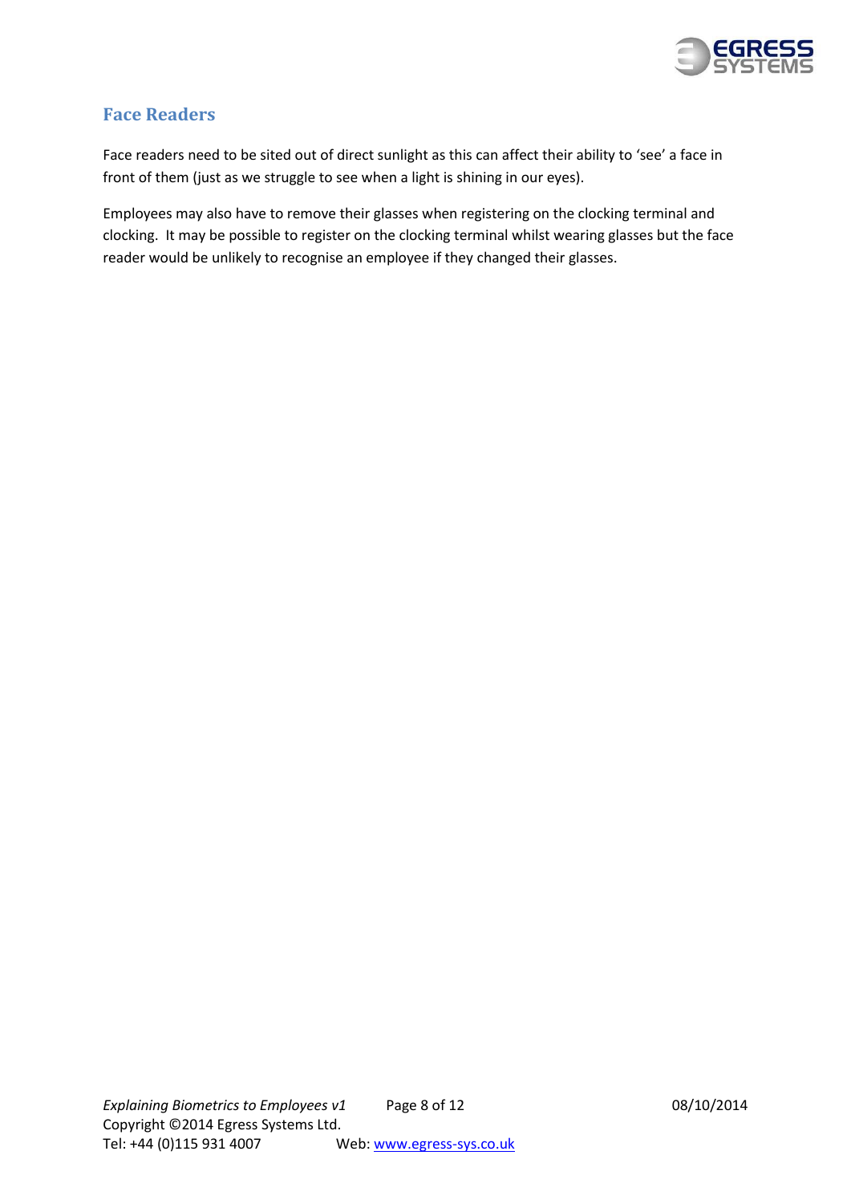## Face Readers

Face readers need to be sited out of direct sunlight as this can affect their ability to 'see' a face in front of them (just as we struggle to see when a light is shining in our eyes).

Employees may also have to remove their glasses when registering on the clocking terminal and clocking. It may be possible to register on the clocking terminal whilst wearing glasses but the face reader would be unlikely to recognise an employee if they changed their glasses.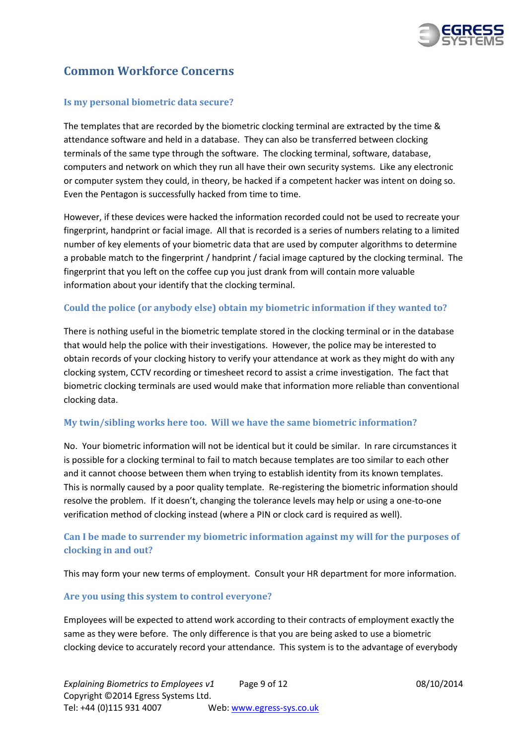## Common Workforce Concerns

### Is my personal biometric data secure?

The templates that are recorded by the biometric clocking terminal are extracted by the time & attendance software and held in a database. They can also be transferred between clocking terminals of the same type through the software. The clocking terminal, software, database, computers and network on which they run all have their own security systems. Like any electronic or computer system they could, in theory, be hacked if a competent hacker was intent on doing so. Even the Pentagon is successfully hacked from time to time.

However, if these devices were hacked the information recorded could not be used to recreate your fingerprint, handprint or facial image. All that is recorded is a series of numbers relating to a limited number of key elements of your biometric data that are used by computer algorithms to determine a probable match to the fingerprint / handprint / facial image captured by the clocking terminal. The fingerprint that you left on the coffee cup you just drank from will contain more valuable information about your identify that the clocking terminal.

### Could the police (or anybody else) obtain my biometric information if they wanted to?

There is nothing useful in the biometric template stored in the clocking terminal or in the database that would help the police with their investigations. However, the police may be interested to obtain records of your clocking history to verify your attendance at work as they might do with any clocking system, CCTV recording or timesheet record to assist a crime investigation. The fact that biometric clocking terminals are used would make that information more reliable than conventional clocking data.

### My twin/sibling works here too. Will we have the same biometric information?

No. Your biometric information will not be identical but it could be similar. In rare circumstances it is possible for a clocking terminal to fail to match because templates are too similar to each other and it cannot choose between them when trying to establish identity from its known templates. This is normally caused by a poor quality template. Re-registering the biometric information should resolve the problem. If it doesn't, changing the tolerance levels may help or using a one-to-one verification method of clocking instead (where a PIN or clock card is required as well).

### Can I be made to surrender my biometric information against my will for the purposes of clocking in and out?

This may form your new terms of employment. Consult your HR department for more information.

### Are you using this system to control everyone?

Employees will be expected to attend work according to their contracts of employment exactly the same as they were before. The only difference is that you are being asked to use a biometric clocking device to accurately record your attendance. This system is to the advantage of everybody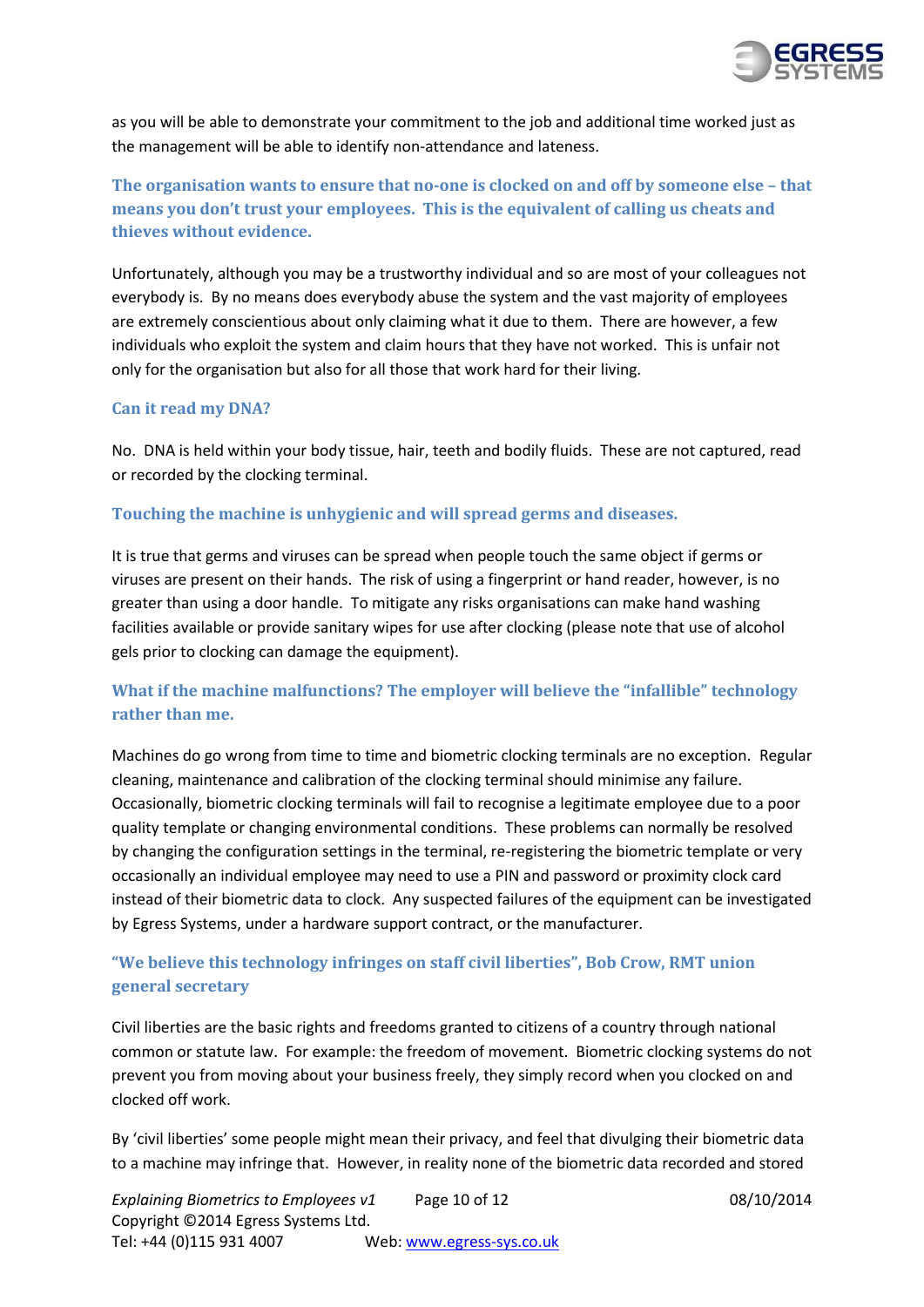as you will be able to demonstrate your commitment to the job and additional time worked just as the management will be able to identify non-attendance and lateness.

### The organisation wants to ensure that no-one is clocked on and off by someone else – that means you don't trust your employees. This is the equivalent of calling us cheats and thieves without evidence.

Unfortunately, although you may be a trustworthy individual and so are most of your colleagues not everybody is. By no means does everybody abuse the system and the vast majority of employees are extremely conscientious about only claiming what it due to them. There are however, a few individuals who exploit the system and claim hours that they have not worked. This is unfair not only for the organisation but also for all those that work hard for their living.

### Can it read my DNA?

No. DNA is held within your body tissue, hair, teeth and bodily fluids. These are not captured, read or recorded by the clocking terminal.

### Touching the machine is unhygienic and will spread germs and diseases.

It is true that germs and viruses can be spread when people touch the same object if germs or viruses are present on their hands. The risk of using a fingerprint or hand reader, however, is no greater than using a door handle. To mitigate any risks organisations can make hand washing facilities available or provide sanitary wipes for use after clocking (please note that use of alcohol gels prior to clocking can damage the equipment).

### What if the machine malfunctions? The employer will believe the "infallible" technology rather than me.

Machines do go wrong from time to time and biometric clocking terminals are no exception. Regular cleaning, maintenance and calibration of the clocking terminal should minimise any failure. Occasionally, biometric clocking terminals will fail to recognise a legitimate employee due to a poor quality template or changing environmental conditions. These problems can normally be resolved by changing the configuration settings in the terminal, re-registering the biometric template or very occasionally an individual employee may need to use a PIN and password or proximity clock card instead of their biometric data to clock. Any suspected failures of the equipment can be investigated by Egress Systems, under a hardware support contract, or the manufacturer.

### "We believe this technology infringes on staff civil liberties", Bob Crow, RMT union general secretary

Civil liberties are the basic rights and freedoms granted to citizens of a country through national common or statute law. For example: the freedom of movement. Biometric clocking systems do not prevent you from moving about your business freely, they simply record when you clocked on and clocked off work.

By 'civil liberties' some people might mean their privacy, and feel that divulging their biometric data to a machine may infringe that. However, in reality none of the biometric data recorded and stored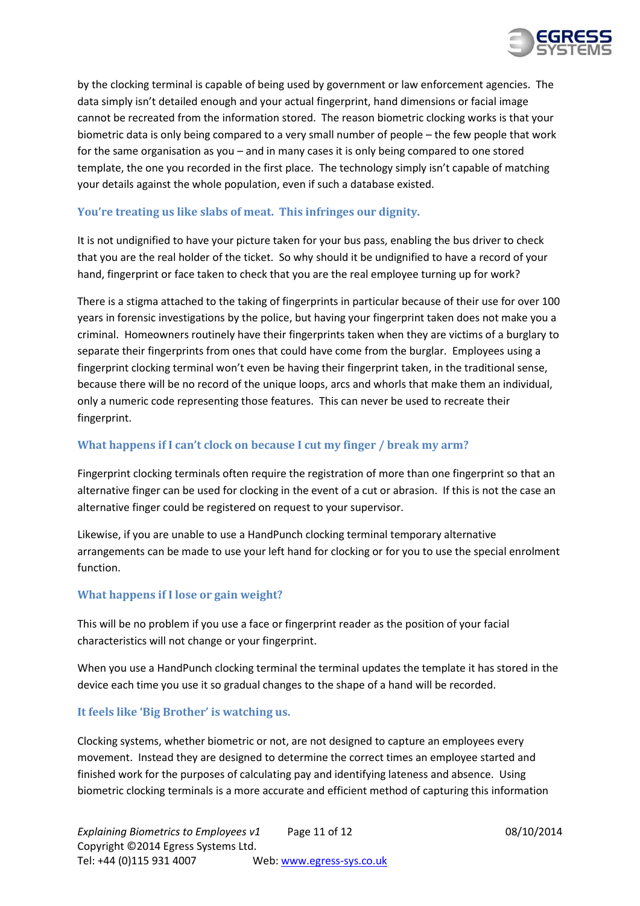by the clocking terminal is capable of being used by government or law enforcement agencies. The data simply isn't detailed enough and your actual fingerprint, hand dimensions or facial image cannot be recreated from the information stored. The reason biometric clocking works is that your biometric data is only being compared to a very small number of people – the few people that work for the same organisation as you – and in many cases it is only being compared to one stored template, the one you recorded in the first place. The technology simply isn't capable of matching your details against the whole population, even if such a database existed.

### You're treating us like slabs of meat. This infringes our dignity.

It is not undignified to have your picture taken for your bus pass, enabling the bus driver to check that you are the real holder of the ticket. So why should it be undignified to have a record of your hand, fingerprint or face taken to check that you are the real employee turning up for work?

There is a stigma attached to the taking of fingerprints in particular because of their use for over 100 years in forensic investigations by the police, but having your fingerprint taken does not make you a criminal. Homeowners routinely have their fingerprints taken when they are victims of a burglary to separate their fingerprints from ones that could have come from the burglar. Employees using a fingerprint clocking terminal won't even be having their fingerprint taken, in the traditional sense, because there will be no record of the unique loops, arcs and whorls that make them an individual, only a numeric code representing those features. This can never be used to recreate their fingerprint.

### What happens if I can't clock on because I cut my finger / break my arm?

Fingerprint clocking terminals often require the registration of more than one fingerprint so that an alternative finger can be used for clocking in the event of a cut or abrasion. If this is not the case an alternative finger could be registered on request to your supervisor.

Likewise, if you are unable to use a HandPunch clocking terminal temporary alternative arrangements can be made to use your left hand for clocking or for you to use the special enrolment function.

### What happens if I lose or gain weight?

This will be no problem if you use a face or fingerprint reader as the position of your facial characteristics will not change or your fingerprint.

When you use a HandPunch clocking terminal the terminal updates the template it has stored in the device each time you use it so gradual changes to the shape of a hand will be recorded.

### It feels like 'Big Brother' is watching us.

Clocking systems, whether biometric or not, are not designed to capture an employees every movement. Instead they are designed to determine the correct times an employee started and finished work for the purposes of calculating pay and identifying lateness and absence. Using biometric clocking terminals is a more accurate and efficient method of capturing this information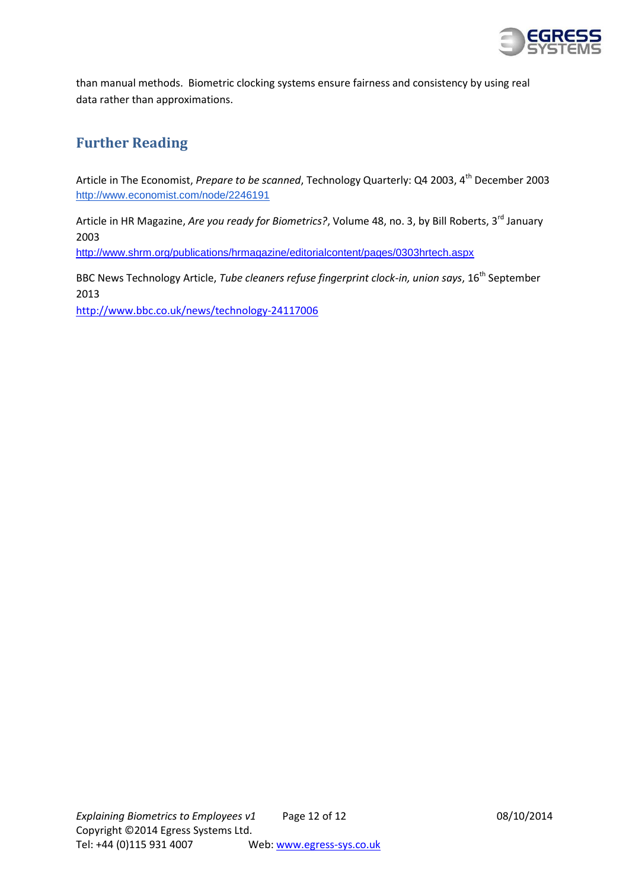than manual methods. Biometric clocking systems ensure fairness and consistency by using real data rather than approximations.

## Further Reading

Article in The Economist, *Prepare to be scanned*, Technology Quarterly: Q4 2003, 4th December 2003
http://www.economist.com/node/2246191

Article in HR Magazine, *Are you ready for Biometrics?*, Volume 48, no. 3, by Bill Roberts, 3rd January 2003
http://www.shrm.org/publications/hrmagazine/editorialcontent/pages/0303hrtech.aspx

BBC News Technology Article, *Tube cleaners refuse fingerprint clock-in, union says*, 16th September 2013
http://www.bbc.co.uk/news/technology-24117006